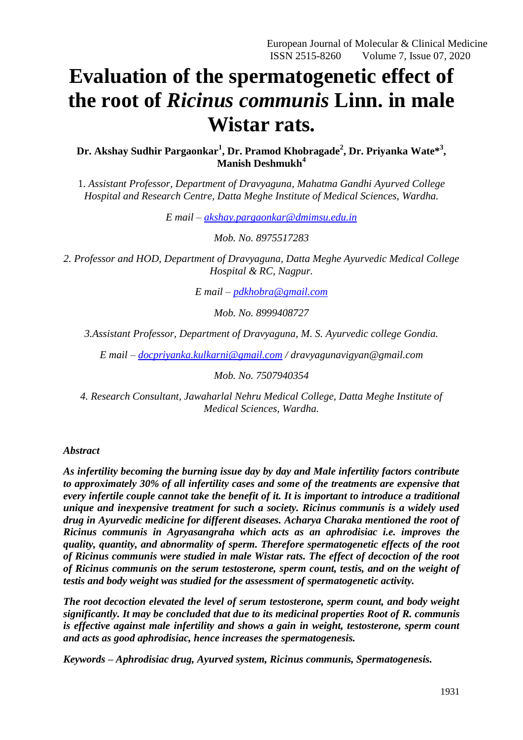# Evaluation of the spermatogenetic effect of the root of *Ricinus communis* Linn. in male Wistar rats.

**Dr. Akshay Sudhir Pargaonkar[1], Dr. Pramod Khobragade[2], Dr. Priyanka Wate*[3], Manish Deshmukh[4]**

1. *Assistant Professor, Department of Dravyaguna, Mahatma Gandhi Ayurved College Hospital and Research Centre, Datta Meghe Institute of Medical Sciences, Wardha.*

*E mail – akshay.pargaonkar@dmimsu.edu.in*

*Mob. No. 8975517283*

*2. Professor and HOD, Department of Dravyaguna, Datta Meghe Ayurvedic Medical College Hospital & RC, Nagpur.*

*E mail – pdkhobra@gmail.com*

*Mob. No. 8999408727*

*3.Assistant Professor, Department of Dravyaguna, M. S. Ayurvedic college Gondia.*

*E mail – docpriyanka.kulkarni@gmail.com / dravyagunavigyan@gmail.com*

*Mob. No. 7507940354*

*4. Research Consultant, Jawaharlal Nehru Medical College, Datta Meghe Institute of Medical Sciences, Wardha.*

***Abstract***

***As infertility becoming the burning issue day by day and Male infertility factors contribute to approximately 30% of all infertility cases and some of the treatments are expensive that every infertile couple cannot take the benefit of it. It is important to introduce a traditional unique and inexpensive treatment for such a society. Ricinus communis is a widely used drug in Ayurvedic medicine for different diseases. Acharya Charaka mentioned the root of Ricinus communis in Agryasangraha which acts as an aphrodisiac i.e. improves the quality, quantity, and abnormality of sperm. Therefore spermatogenetic effects of the root of Ricinus communis were studied in male Wistar rats. The effect of decoction of the root of Ricinus communis on the serum testosterone, sperm count, testis, and on the weight of testis and body weight was studied for the assessment of spermatogenetic activity.***

***The root decoction elevated the level of serum testosterone, sperm count, and body weight significantly. It may be concluded that due to its medicinal properties Root of R. communis is effective against male infertility and shows a gain in weight, testosterone, sperm count and acts as good aphrodisiac, hence increases the spermatogenesis.***

***Keywords – Aphrodisiac drug, Ayurved system, Ricinus communis, Spermatogenesis.***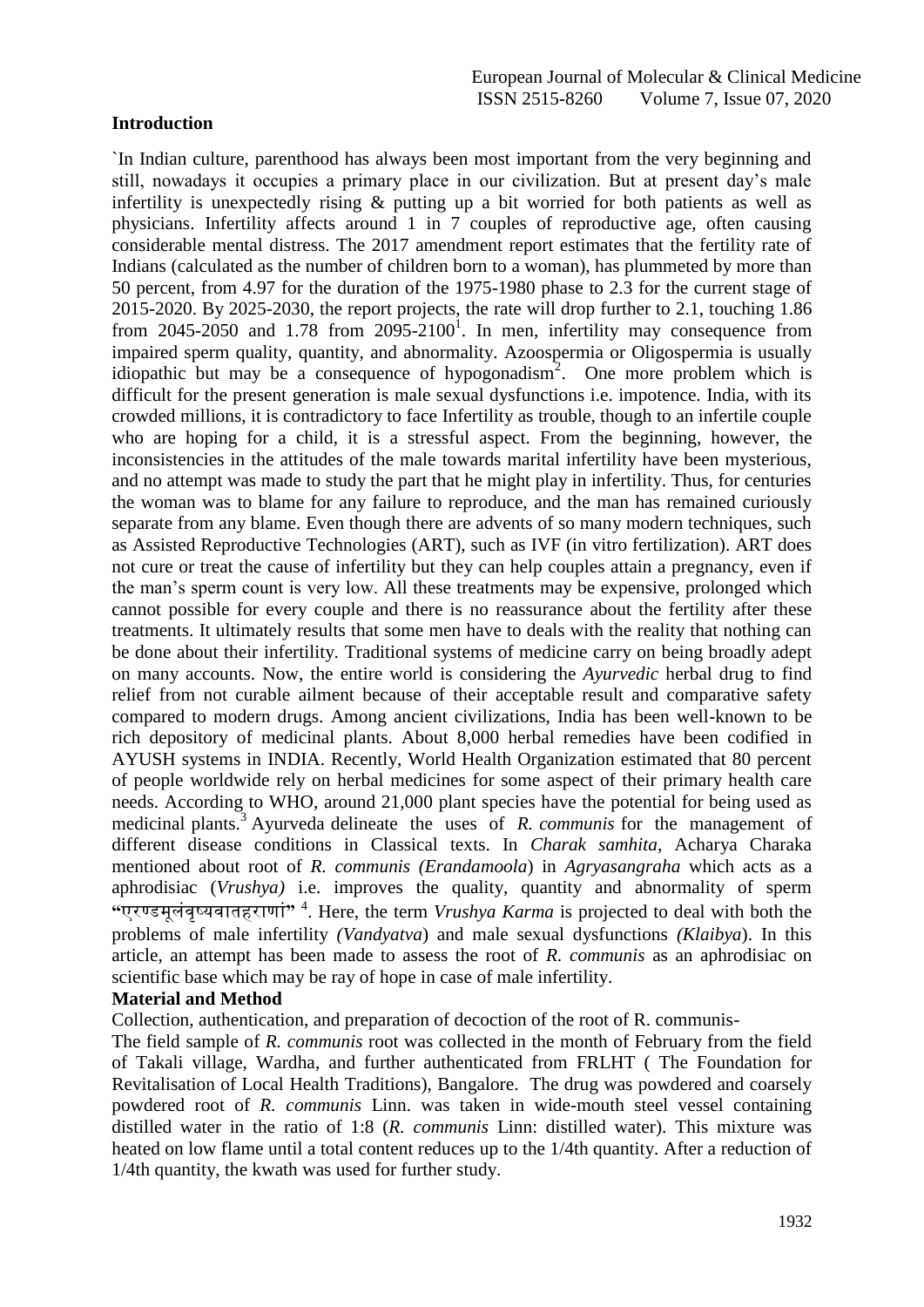## Introduction

`In Indian culture, parenthood has always been most important from the very beginning and still, nowadays it occupies a primary place in our civilization. But at present day's male infertility is unexpectedly rising & putting up a bit worried for both patients as well as physicians. Infertility affects around 1 in 7 couples of reproductive age, often causing considerable mental distress. The 2017 amendment report estimates that the fertility rate of Indians (calculated as the number of children born to a woman), has plummeted by more than 50 percent, from 4.97 for the duration of the 1975-1980 phase to 2.3 for the current stage of 2015-2020. By 2025-2030, the report projects, the rate will drop further to 2.1, touching 1.86 from 2045-2050 and 1.78 from 2095-2100[1]. In men, infertility may consequence from impaired sperm quality, quantity, and abnormality. Azoospermia or Oligospermia is usually idiopathic but may be a consequence of hypogonadism[2]. One more problem which is difficult for the present generation is male sexual dysfunctions i.e. impotence. India, with its crowded millions, it is contradictory to face Infertility as trouble, though to an infertile couple who are hoping for a child, it is a stressful aspect. From the beginning, however, the inconsistencies in the attitudes of the male towards marital infertility have been mysterious, and no attempt was made to study the part that he might play in infertility. Thus, for centuries the woman was to blame for any failure to reproduce, and the man has remained curiously separate from any blame. Even though there are advents of so many modern techniques, such as Assisted Reproductive Technologies (ART), such as IVF (in vitro fertilization). ART does not cure or treat the cause of infertility but they can help couples attain a pregnancy, even if the man's sperm count is very low. All these treatments may be expensive, prolonged which cannot possible for every couple and there is no reassurance about the fertility after these treatments. It ultimately results that some men have to deals with the reality that nothing can be done about their infertility. Traditional systems of medicine carry on being broadly adept on many accounts. Now, the entire world is considering the *Ayurvedic* herbal drug to find relief from not curable ailment because of their acceptable result and comparative safety compared to modern drugs. Among ancient civilizations, India has been well-known to be rich depository of medicinal plants. About 8,000 herbal remedies have been codified in AYUSH systems in INDIA. Recently, World Health Organization estimated that 80 percent of people worldwide rely on herbal medicines for some aspect of their primary health care needs. According to WHO, around 21,000 plant species have the potential for being used as medicinal plants.[3] Ayurveda delineate the uses of *R. communis* for the management of different disease conditions in Classical texts. In *Charak samhita*, Acharya Charaka mentioned about root of *R. communis (Erandamoola*) in *Agryasangraha* which acts as a aphrodisiac (*Vrushya)* i.e. improves the quality, quantity and abnormality of sperm "एरण्डमूलंवृष्यवातहराणां" [4]. Here, the term *Vrushya Karma* is projected to deal with both the problems of male infertility *(Vandyatva*) and male sexual dysfunctions *(Klaibya*). In this article, an attempt has been made to assess the root of *R. communis* as an aphrodisiac on scientific base which may be ray of hope in case of male infertility.

## Material and Method

Collection, authentication, and preparation of decoction of the root of R. communis-

The field sample of *R. communis* root was collected in the month of February from the field of Takali village, Wardha, and further authenticated from FRLHT ( The Foundation for Revitalisation of Local Health Traditions), Bangalore. The drug was powdered and coarsely powdered root of *R. communis* Linn. was taken in wide-mouth steel vessel containing distilled water in the ratio of 1:8 (*R. communis* Linn: distilled water). This mixture was heated on low flame until a total content reduces up to the 1/4th quantity. After a reduction of 1/4th quantity, the kwath was used for further study.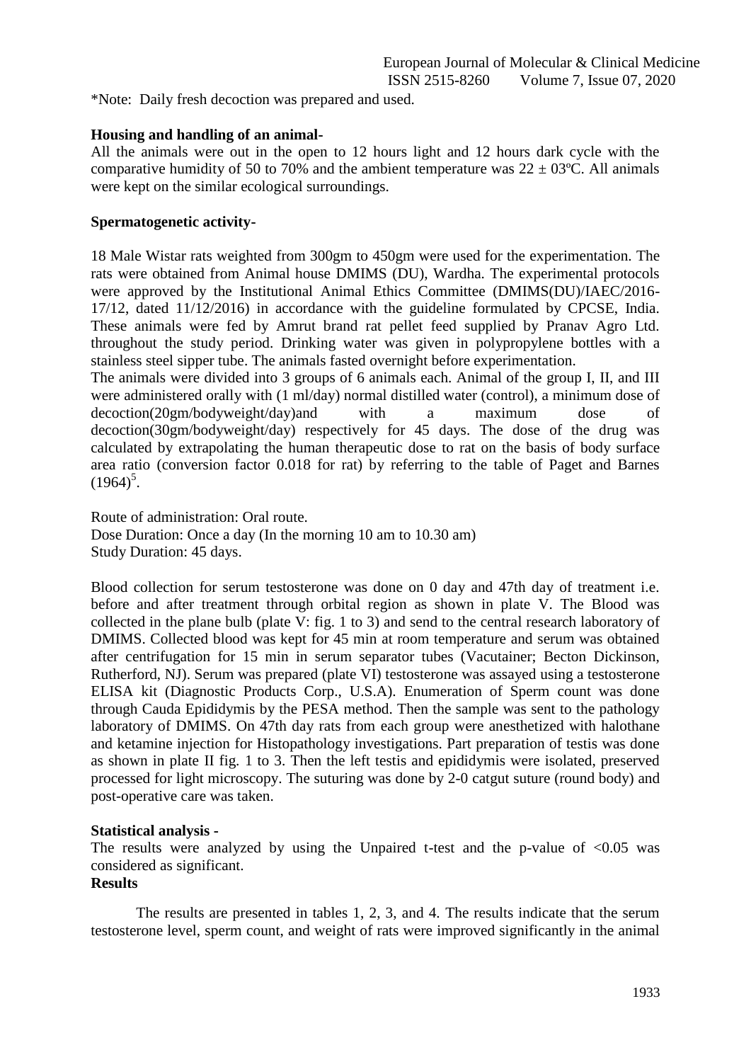*Note: Daily fresh decoction was prepared and used.

**Housing and handling of an animal-**

All the animals were out in the open to 12 hours light and 12 hours dark cycle with the comparative humidity of 50 to 70% and the ambient temperature was 22 ± 03ºC. All animals were kept on the similar ecological surroundings.

**Spermatogenetic activity-**

18 Male Wistar rats weighted from 300gm to 450gm were used for the experimentation. The rats were obtained from Animal house DMIMS (DU), Wardha. The experimental protocols were approved by the Institutional Animal Ethics Committee (DMIMS(DU)/IAEC/2016-17/12, dated 11/12/2016) in accordance with the guideline formulated by CPCSE, India. These animals were fed by Amrut brand rat pellet feed supplied by Pranav Agro Ltd. throughout the study period. Drinking water was given in polypropylene bottles with a stainless steel sipper tube. The animals fasted overnight before experimentation.

The animals were divided into 3 groups of 6 animals each. Animal of the group I, II, and III were administered orally with (1 ml/day) normal distilled water (control), a minimum dose of decoction(20gm/bodyweight/day)and with a maximum dose of decoction(30gm/bodyweight/day) respectively for 45 days. The dose of the drug was calculated by extrapolating the human therapeutic dose to rat on the basis of body surface area ratio (conversion factor 0.018 for rat) by referring to the table of Paget and Barnes (1964)[5].

Route of administration: Oral route.
Dose Duration: Once a day (In the morning 10 am to 10.30 am)
Study Duration: 45 days.

Blood collection for serum testosterone was done on 0 day and 47th day of treatment i.e. before and after treatment through orbital region as shown in plate V. The Blood was collected in the plane bulb (plate V: fig. 1 to 3) and send to the central research laboratory of DMIMS. Collected blood was kept for 45 min at room temperature and serum was obtained after centrifugation for 15 min in serum separator tubes (Vacutainer; Becton Dickinson, Rutherford, NJ). Serum was prepared (plate VI) testosterone was assayed using a testosterone ELISA kit (Diagnostic Products Corp., U.S.A). Enumeration of Sperm count was done through Cauda Epididymis by the PESA method. Then the sample was sent to the pathology laboratory of DMIMS. On 47th day rats from each group were anesthetized with halothane and ketamine injection for Histopathology investigations. Part preparation of testis was done as shown in plate II fig. 1 to 3. Then the left testis and epididymis were isolated, preserved processed for light microscopy. The suturing was done by 2-0 catgut suture (round body) and post-operative care was taken.

**Statistical analysis -**

The results were analyzed by using the Unpaired t-test and the p-value of $<0.05$ was considered as significant.

**Results**

The results are presented in tables 1, 2, 3, and 4. The results indicate that the serum testosterone level, sperm count, and weight of rats were improved significantly in the animal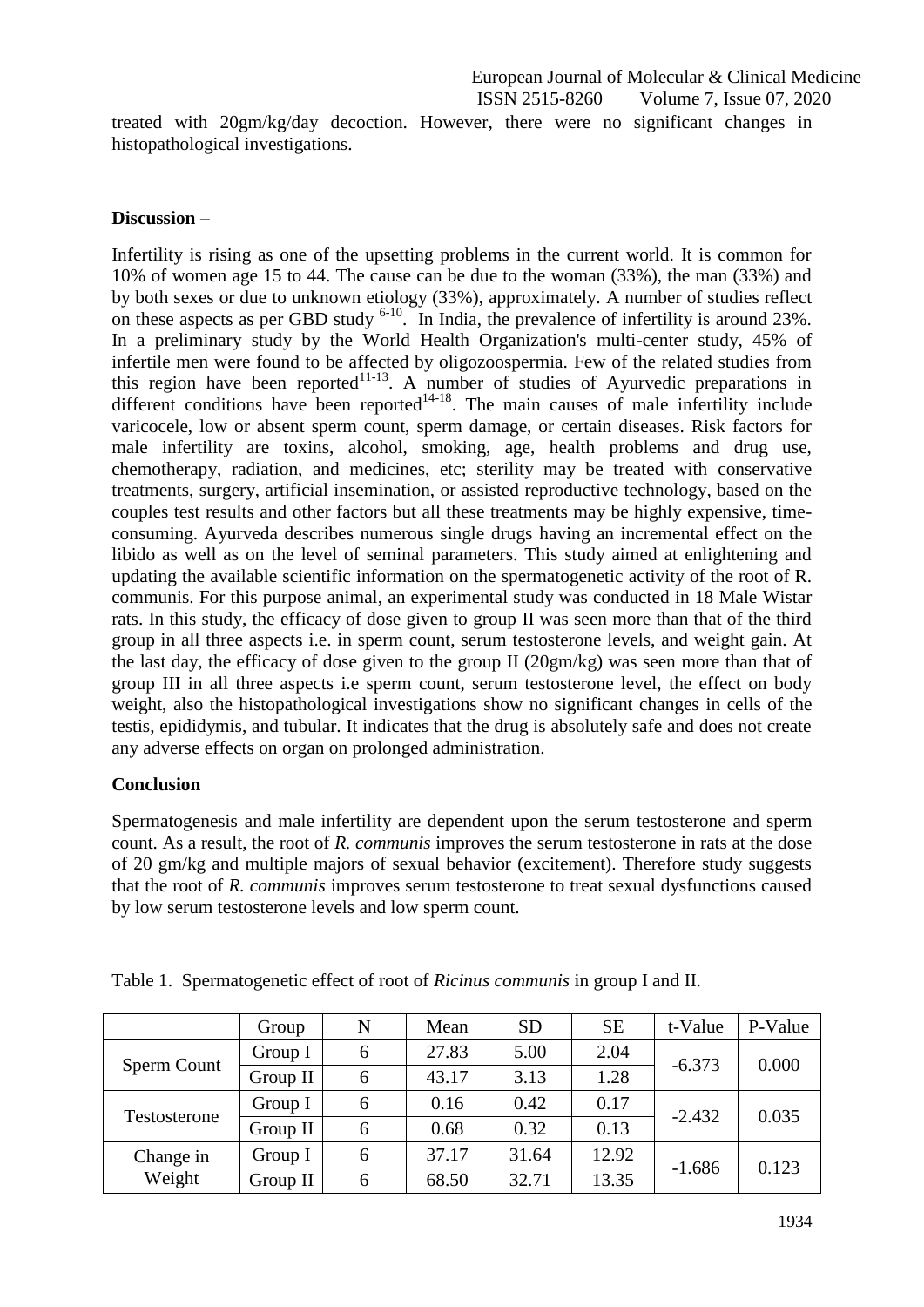treated with 20gm/kg/day decoction. However, there were no significant changes in histopathological investigations.

**Discussion –**

Infertility is rising as one of the upsetting problems in the current world. It is common for 10% of women age 15 to 44. The cause can be due to the woman (33%), the man (33%) and by both sexes or due to unknown etiology (33%), approximately. A number of studies reflect on these aspects as per GBD study [6-10]. In India, the prevalence of infertility is around 23%. In a preliminary study by the World Health Organization's multi-center study, 45% of infertile men were found to be affected by oligozoospermia. Few of the related studies from this region have been reported[11-13]. A number of studies of Ayurvedic preparations in different conditions have been reported[14-18]. The main causes of male infertility include varicocele, low or absent sperm count, sperm damage, or certain diseases. Risk factors for male infertility are toxins, alcohol, smoking, age, health problems and drug use, chemotherapy, radiation, and medicines, etc; sterility may be treated with conservative treatments, surgery, artificial insemination, or assisted reproductive technology, based on the couples test results and other factors but all these treatments may be highly expensive, time-consuming. Ayurveda describes numerous single drugs having an incremental effect on the libido as well as on the level of seminal parameters. This study aimed at enlightening and updating the available scientific information on the spermatogenetic activity of the root of R. communis. For this purpose animal, an experimental study was conducted in 18 Male Wistar rats. In this study, the efficacy of dose given to group II was seen more than that of the third group in all three aspects i.e. in sperm count, serum testosterone levels, and weight gain. At the last day, the efficacy of dose given to the group II (20gm/kg) was seen more than that of group III in all three aspects i.e sperm count, serum testosterone level, the effect on body weight, also the histopathological investigations show no significant changes in cells of the testis, epididymis, and tubular. It indicates that the drug is absolutely safe and does not create any adverse effects on organ on prolonged administration.

**Conclusion**

Spermatogenesis and male infertility are dependent upon the serum testosterone and sperm count. As a result, the root of *R. communis* improves the serum testosterone in rats at the dose of 20 gm/kg and multiple majors of sexual behavior (excitement). Therefore study suggests that the root of *R. communis* improves serum testosterone to treat sexual dysfunctions caused by low serum testosterone levels and low sperm count.

Table 1. Spermatogenetic effect of root of *Ricinus communis* in group I and II.

| | Group | N | Mean | SD | SE | t-Value | P-Value |
|---|---|---|---|---|---|---|---|
| Sperm Count | Group I | 6 | 27.83 | 5.00 | 2.04 | -6.373 | 0.000 |
| | Group II | 6 | 43.17 | 3.13 | 1.28 | | |
| Testosterone | Group I | 6 | 0.16 | 0.42 | 0.17 | -2.432 | 0.035 |
| | Group II | 6 | 0.68 | 0.32 | 0.13 | | |
| Change in Weight | Group I | 6 | 37.17 | 31.64 | 12.92 | -1.686 | 0.123 |
| | Group II | 6 | 68.50 | 32.71 | 13.35 | | |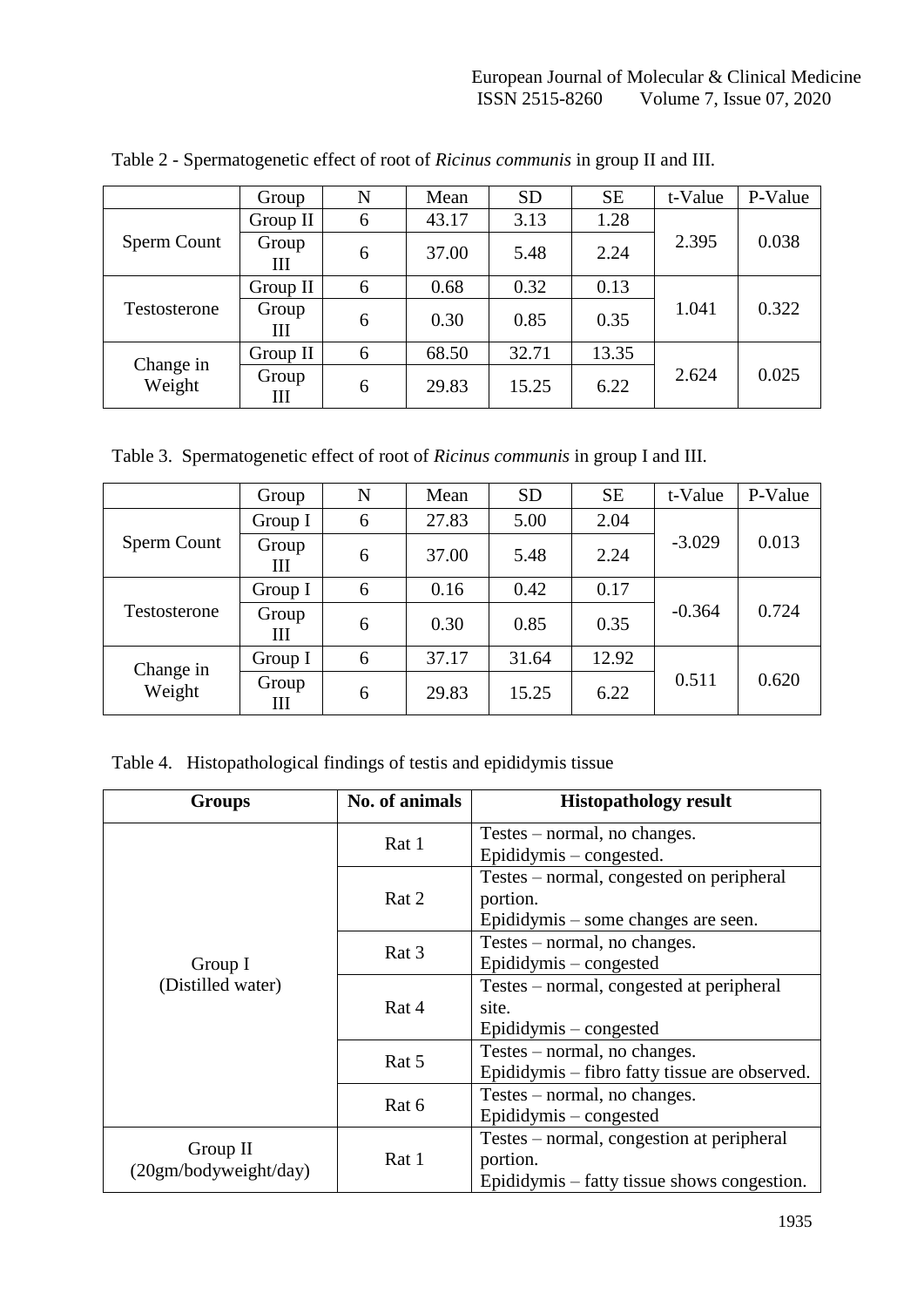Table 2 - Spermatogenetic effect of root of *Ricinus communis* in group II and III.

| | Group | N | Mean | SD | SE | t-Value | P-Value |
|---|---|---|---|---|---|---|---|
| Sperm Count | Group II | 6 | 43.17 | 3.13 | 1.28 | 2.395 | 0.038 |
| | Group III | 6 | 37.00 | 5.48 | 2.24 | | |
| Testosterone | Group II | 6 | 0.68 | 0.32 | 0.13 | 1.041 | 0.322 |
| | Group III | 6 | 0.30 | 0.85 | 0.35 | | |
| Change in Weight | Group II | 6 | 68.50 | 32.71 | 13.35 | 2.624 | 0.025 |
| | Group III | 6 | 29.83 | 15.25 | 6.22 | | |

Table 3. Spermatogenetic effect of root of *Ricinus communis* in group I and III.

| | Group | N | Mean | SD | SE | t-Value | P-Value |
|---|---|---|---|---|---|---|---|
| Sperm Count | Group I | 6 | 27.83 | 5.00 | 2.04 | -3.029 | 0.013 |
| | Group III | 6 | 37.00 | 5.48 | 2.24 | | |
| Testosterone | Group I | 6 | 0.16 | 0.42 | 0.17 | -0.364 | 0.724 |
| | Group III | 6 | 0.30 | 0.85 | 0.35 | | |
| Change in Weight | Group I | 6 | 37.17 | 31.64 | 12.92 | 0.511 | 0.620 |
| | Group III | 6 | 29.83 | 15.25 | 6.22 | | |

Table 4. Histopathological findings of testis and epididymis tissue

| **Groups** | **No. of animals** | **Histopathology result** |
|---|---|---|
| Group I (Distilled water) | Rat 1 | Testes – normal, no changes. Epididymis – congested. |
| | Rat 2 | Testes – normal, congested on peripheral portion. Epididymis – some changes are seen. |
| | Rat 3 | Testes – normal, no changes. Epididymis – congested |
| | Rat 4 | Testes – normal, congested at peripheral site. Epididymis – congested |
| | Rat 5 | Testes – normal, no changes. Epididymis – fibro fatty tissue are observed. |
| | Rat 6 | Testes – normal, no changes. Epididymis – congested |
| Group II (20gm/bodyweight/day) | Rat 1 | Testes – normal, congestion at peripheral portion. Epididymis – fatty tissue shows congestion. |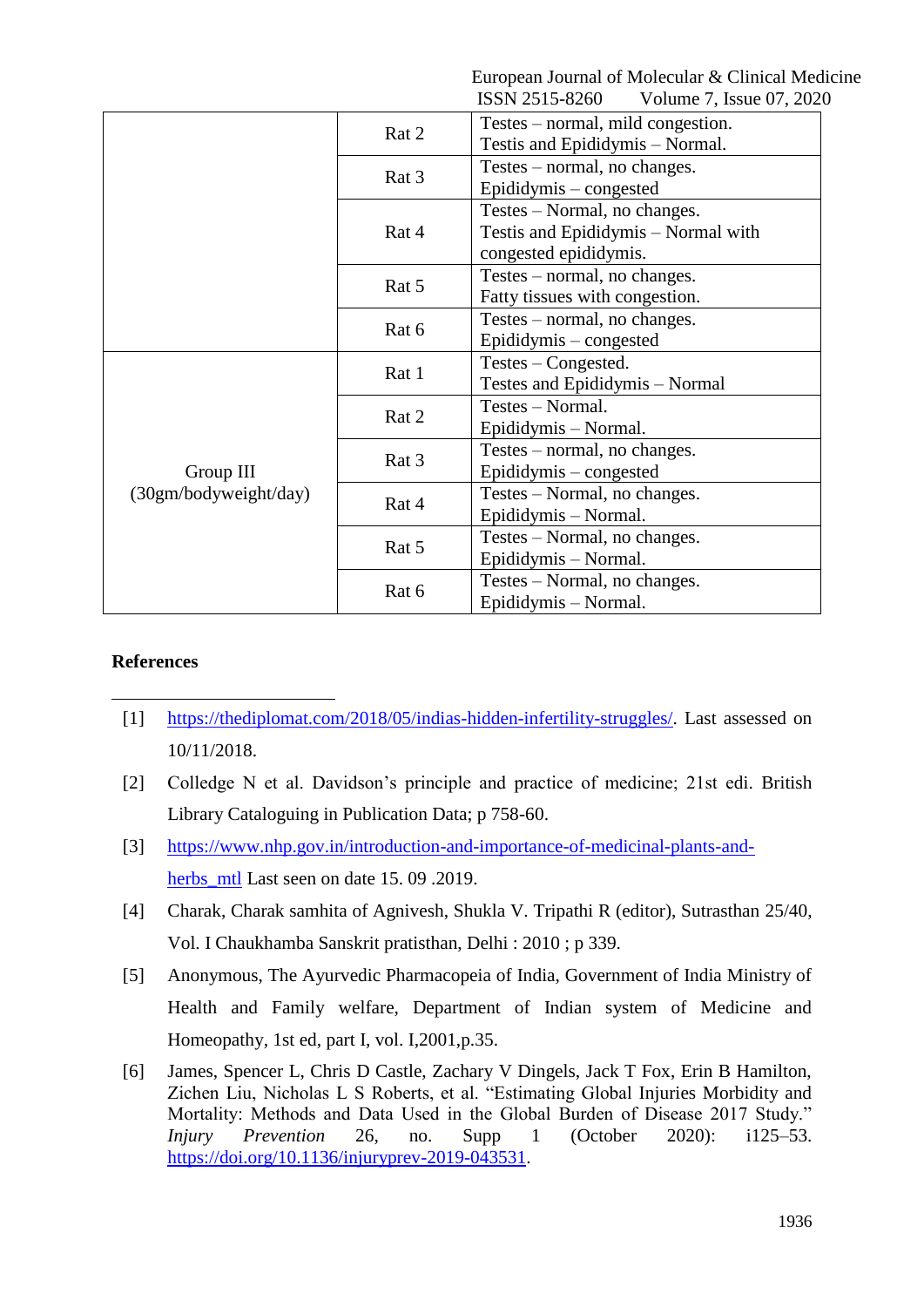| | | |
|---|---|---|
| | Rat 2 | Testes – normal, mild congestion. Testis and Epididymis – Normal. |
| | Rat 3 | Testes – normal, no changes. Epididymis – congested |
| | Rat 4 | Testes – Normal, no changes. Testis and Epididymis – Normal with congested epididymis. |
| | Rat 5 | Testes – normal, no changes. Fatty tissues with congestion. |
| | Rat 6 | Testes – normal, no changes. Epididymis – congested |
| Group III (30gm/bodyweight/day) | Rat 1 | Testes – Congested. Testes and Epididymis – Normal |
| | Rat 2 | Testes – Normal. Epididymis – Normal. |
| | Rat 3 | Testes – normal, no changes. Epididymis – congested |
| | Rat 4 | Testes – Normal, no changes. Epididymis – Normal. |
| | Rat 5 | Testes – Normal, no changes. Epididymis – Normal. |
| | Rat 6 | Testes – Normal, no changes. Epididymis – Normal. |

## References

[1] https://thediplomat.com/2018/05/indias-hidden-infertility-struggles/. Last assessed on 10/11/2018.

[2] Colledge N et al. Davidson's principle and practice of medicine; 21st edi. British Library Cataloguing in Publication Data; p 758-60.

[3] https://www.nhp.gov.in/introduction-and-importance-of-medicinal-plants-and-herbs_mtl Last seen on date 15. 09 .2019.

[4] Charak, Charak samhita of Agnivesh, Shukla V. Tripathi R (editor), Sutrasthan 25/40, Vol. I Chaukhamba Sanskrit pratisthan, Delhi : 2010 ; p 339.

[5] Anonymous, The Ayurvedic Pharmacopeia of India, Government of India Ministry of Health and Family welfare, Department of Indian system of Medicine and Homeopathy, 1st ed, part I, vol. I,2001,p.35.

[6] James, Spencer L, Chris D Castle, Zachary V Dingels, Jack T Fox, Erin B Hamilton, Zichen Liu, Nicholas L S Roberts, et al. "Estimating Global Injuries Morbidity and Mortality: Methods and Data Used in the Global Burden of Disease 2017 Study." *Injury Prevention* 26, no. Supp 1 (October 2020): i125–53. https://doi.org/10.1136/injuryprev-2019-043531.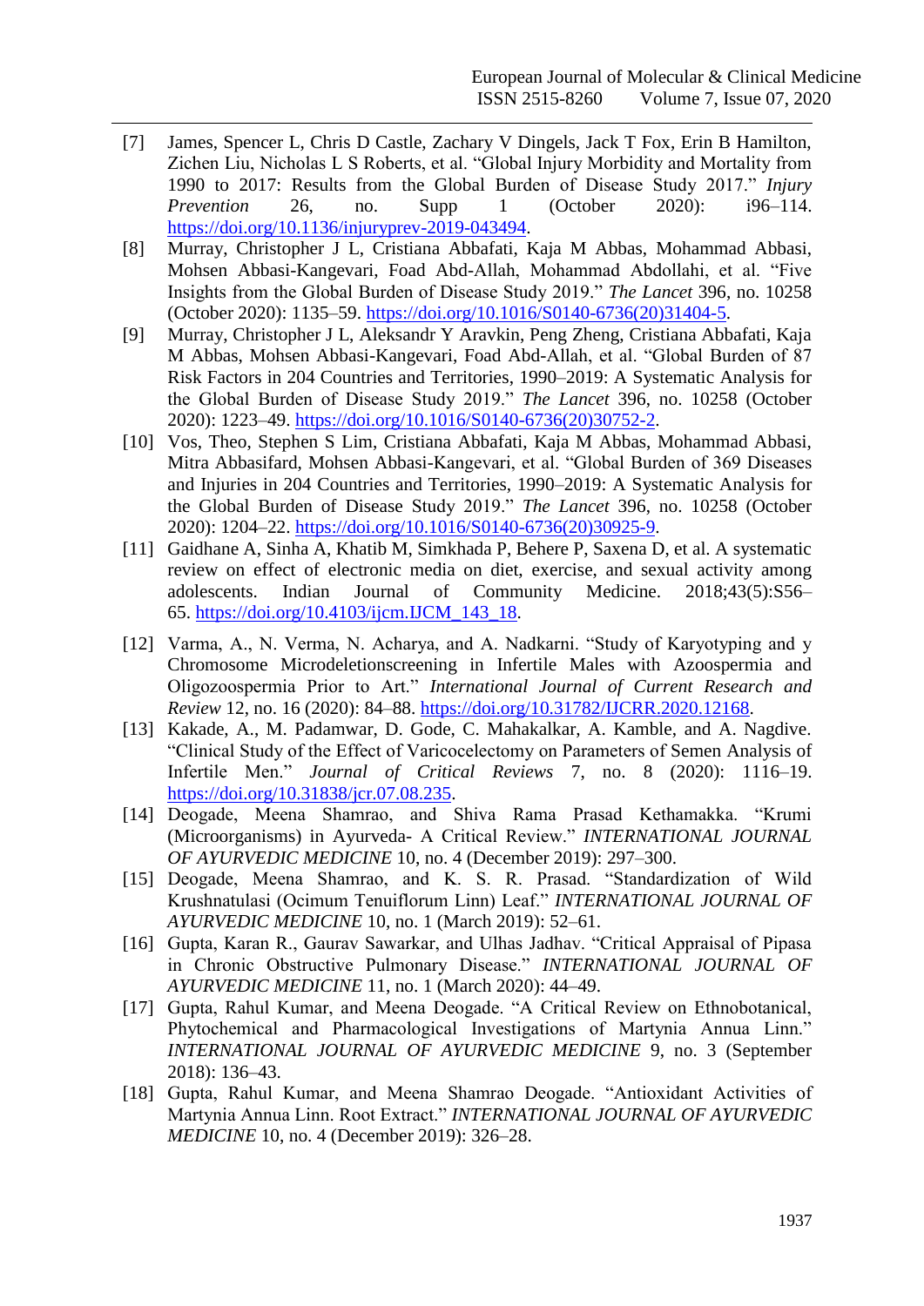[7] James, Spencer L, Chris D Castle, Zachary V Dingels, Jack T Fox, Erin B Hamilton, Zichen Liu, Nicholas L S Roberts, et al. "Global Injury Morbidity and Mortality from 1990 to 2017: Results from the Global Burden of Disease Study 2017." *Injury Prevention* 26, no. Supp 1 (October 2020): i96–114. https://doi.org/10.1136/injuryprev-2019-043494.

[8] Murray, Christopher J L, Cristiana Abbafati, Kaja M Abbas, Mohammad Abbasi, Mohsen Abbasi-Kangevari, Foad Abd-Allah, Mohammad Abdollahi, et al. "Five Insights from the Global Burden of Disease Study 2019." *The Lancet* 396, no. 10258 (October 2020): 1135–59. https://doi.org/10.1016/S0140-6736(20)31404-5.

[9] Murray, Christopher J L, Aleksandr Y Aravkin, Peng Zheng, Cristiana Abbafati, Kaja M Abbas, Mohsen Abbasi-Kangevari, Foad Abd-Allah, et al. "Global Burden of 87 Risk Factors in 204 Countries and Territories, 1990–2019: A Systematic Analysis for the Global Burden of Disease Study 2019." *The Lancet* 396, no. 10258 (October 2020): 1223–49. https://doi.org/10.1016/S0140-6736(20)30752-2.

[10] Vos, Theo, Stephen S Lim, Cristiana Abbafati, Kaja M Abbas, Mohammad Abbasi, Mitra Abbasifard, Mohsen Abbasi-Kangevari, et al. "Global Burden of 369 Diseases and Injuries in 204 Countries and Territories, 1990–2019: A Systematic Analysis for the Global Burden of Disease Study 2019." *The Lancet* 396, no. 10258 (October 2020): 1204–22. https://doi.org/10.1016/S0140-6736(20)30925-9.

[11] Gaidhane A, Sinha A, Khatib M, Simkhada P, Behere P, Saxena D, et al. A systematic review on effect of electronic media on diet, exercise, and sexual activity among adolescents. Indian Journal of Community Medicine. 2018;43(5):S56–65. https://doi.org/10.4103/ijcm.IJCM_143_18.

[12] Varma, A., N. Verma, N. Acharya, and A. Nadkarni. "Study of Karyotyping and y Chromosome Microdeletionscreening in Infertile Males with Azoospermia and Oligozoospermia Prior to Art." *International Journal of Current Research and Review* 12, no. 16 (2020): 84–88. https://doi.org/10.31782/IJCRR.2020.12168.

[13] Kakade, A., M. Padamwar, D. Gode, C. Mahakalkar, A. Kamble, and A. Nagdive. "Clinical Study of the Effect of Varicocelectomy on Parameters of Semen Analysis of Infertile Men." *Journal of Critical Reviews* 7, no. 8 (2020): 1116–19. https://doi.org/10.31838/jcr.07.08.235.

[14] Deogade, Meena Shamrao, and Shiva Rama Prasad Kethamakka. "Krumi (Microorganisms) in Ayurveda- A Critical Review." *INTERNATIONAL JOURNAL OF AYURVEDIC MEDICINE* 10, no. 4 (December 2019): 297–300.

[15] Deogade, Meena Shamrao, and K. S. R. Prasad. "Standardization of Wild Krushnatulasi (Ocimum Tenuiflorum Linn) Leaf." *INTERNATIONAL JOURNAL OF AYURVEDIC MEDICINE* 10, no. 1 (March 2019): 52–61.

[16] Gupta, Karan R., Gaurav Sawarkar, and Ulhas Jadhav. "Critical Appraisal of Pipasa in Chronic Obstructive Pulmonary Disease." *INTERNATIONAL JOURNAL OF AYURVEDIC MEDICINE* 11, no. 1 (March 2020): 44–49.

[17] Gupta, Rahul Kumar, and Meena Deogade. "A Critical Review on Ethnobotanical, Phytochemical and Pharmacological Investigations of Martynia Annua Linn." *INTERNATIONAL JOURNAL OF AYURVEDIC MEDICINE* 9, no. 3 (September 2018): 136–43.

[18] Gupta, Rahul Kumar, and Meena Shamrao Deogade. "Antioxidant Activities of Martynia Annua Linn. Root Extract." *INTERNATIONAL JOURNAL OF AYURVEDIC MEDICINE* 10, no. 4 (December 2019): 326–28.